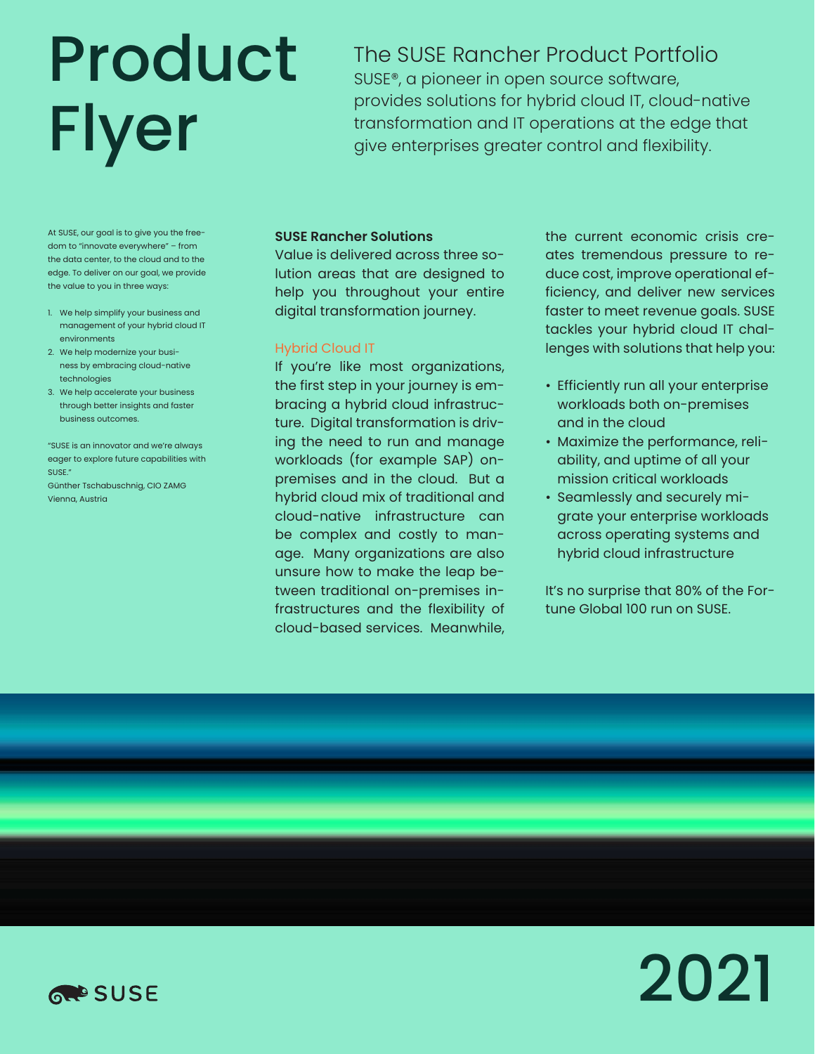# Product Flyer

## The SUSE Rancher Product Portfolio

SUSE®, a pioneer in open source software, provides solutions for hybrid cloud IT, cloud-native transformation and IT operations at the edge that give enterprises greater control and flexibility.

At SUSE, our goal is to give you the freedom to "innovate everywhere" – from the data center, to the cloud and to the edge. To deliver on our goal, we provide the value to you in three ways:

1. We help simplify your business and management of your hybrid cloud IT environments
2. We help modernize your business by embracing cloud-native technologies
3. We help accelerate your business through better insights and faster business outcomes.

"SUSE is an innovator and we're always eager to explore future capabilities with SUSE."
Günther Tschabuschnig, CIO ZAMG
Vienna, Austria

**SUSE Rancher Solutions**

Value is delivered across three solution areas that are designed to help you throughout your entire digital transformation journey.

### Hybrid Cloud IT

If you're like most organizations, the first step in your journey is embracing a hybrid cloud infrastructure. Digital transformation is driving the need to run and manage workloads (for example SAP) on-premises and in the cloud. But a hybrid cloud mix of traditional and cloud-native infrastructure can be complex and costly to manage. Many organizations are also unsure how to make the leap between traditional on-premises infrastructures and the flexibility of cloud-based services. Meanwhile, the current economic crisis creates tremendous pressure to reduce cost, improve operational efficiency, and deliver new services faster to meet revenue goals. SUSE tackles your hybrid cloud IT challenges with solutions that help you:

- Efficiently run all your enterprise workloads both on-premises and in the cloud
- Maximize the performance, reliability, and uptime of all your mission critical workloads
- Seamlessly and securely migrate your enterprise workloads across operating systems and hybrid cloud infrastructure

It's no surprise that 80% of the Fortune Global 100 run on SUSE.

SUSE

2021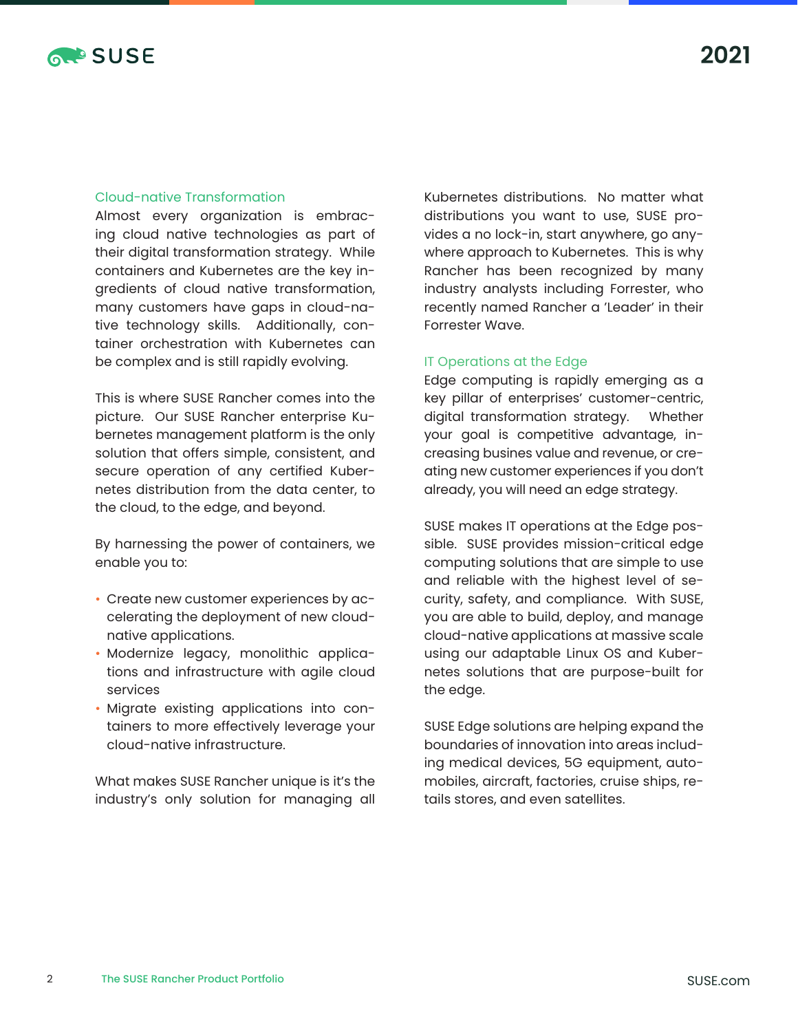## Cloud-native Transformation

Almost every organization is embracing cloud native technologies as part of their digital transformation strategy. While containers and Kubernetes are the key ingredients of cloud native transformation, many customers have gaps in cloud-native technology skills. Additionally, container orchestration with Kubernetes can be complex and is still rapidly evolving.

This is where SUSE Rancher comes into the picture. Our SUSE Rancher enterprise Kubernetes management platform is the only solution that offers simple, consistent, and secure operation of any certified Kubernetes distribution from the data center, to the cloud, to the edge, and beyond.

By harnessing the power of containers, we enable you to:

- Create new customer experiences by accelerating the deployment of new cloud-native applications.
- Modernize legacy, monolithic applications and infrastructure with agile cloud services
- Migrate existing applications into containers to more effectively leverage your cloud-native infrastructure.

What makes SUSE Rancher unique is it's the industry's only solution for managing all Kubernetes distributions. No matter what distributions you want to use, SUSE provides a no lock-in, start anywhere, go anywhere approach to Kubernetes. This is why Rancher has been recognized by many industry analysts including Forrester, who recently named Rancher a 'Leader' in their Forrester Wave.

## IT Operations at the Edge

Edge computing is rapidly emerging as a key pillar of enterprises' customer-centric, digital transformation strategy. Whether your goal is competitive advantage, increasing busines value and revenue, or creating new customer experiences if you don't already, you will need an edge strategy.

SUSE makes IT operations at the Edge possible. SUSE provides mission-critical edge computing solutions that are simple to use and reliable with the highest level of security, safety, and compliance. With SUSE, you are able to build, deploy, and manage cloud-native applications at massive scale using our adaptable Linux OS and Kubernetes solutions that are purpose-built for the edge.

SUSE Edge solutions are helping expand the boundaries of innovation into areas including medical devices, 5G equipment, automobiles, aircraft, factories, cruise ships, retails stores, and even satellites.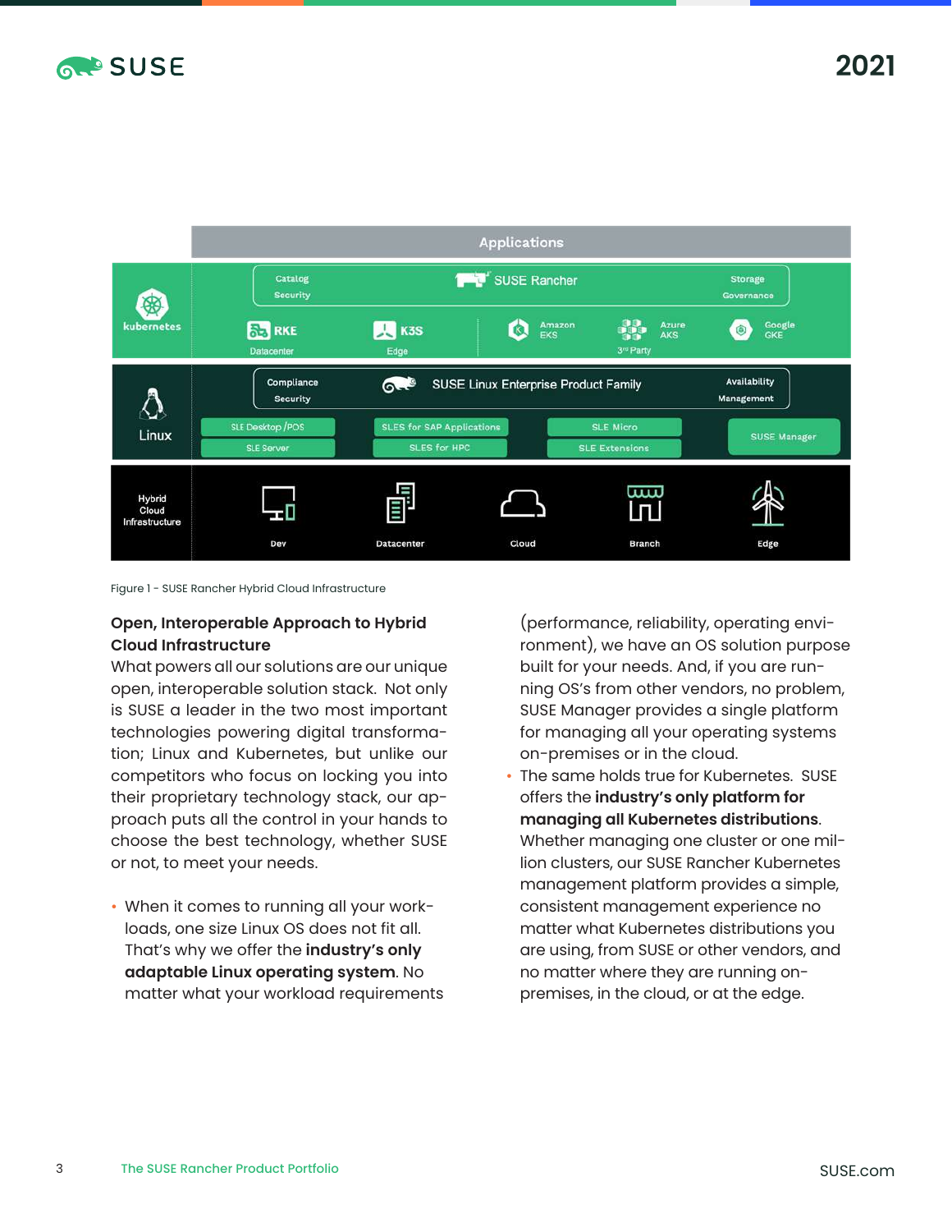Figure 1 - SUSE Rancher Hybrid Cloud Infrastructure

## Open, Interoperable Approach to Hybrid Cloud Infrastructure

What powers all our solutions are our unique open, interoperable solution stack. Not only is SUSE a leader in the two most important technologies powering digital transformation; Linux and Kubernetes, but unlike our competitors who focus on locking you into their proprietary technology stack, our approach puts all the control in your hands to choose the best technology, whether SUSE or not, to meet your needs.

- When it comes to running all your workloads, one size Linux OS does not fit all. That's why we offer the **industry's only adaptable Linux operating system**. No matter what your workload requirements (performance, reliability, operating environment), we have an OS solution purpose built for your needs. And, if you are running OS's from other vendors, no problem, SUSE Manager provides a single platform for managing all your operating systems on-premises or in the cloud.
- The same holds true for Kubernetes. SUSE offers the **industry's only platform for managing all Kubernetes distributions**. Whether managing one cluster or one million clusters, our SUSE Rancher Kubernetes management platform provides a simple, consistent management experience no matter what Kubernetes distributions you are using, from SUSE or other vendors, and no matter where they are running on-premises, in the cloud, or at the edge.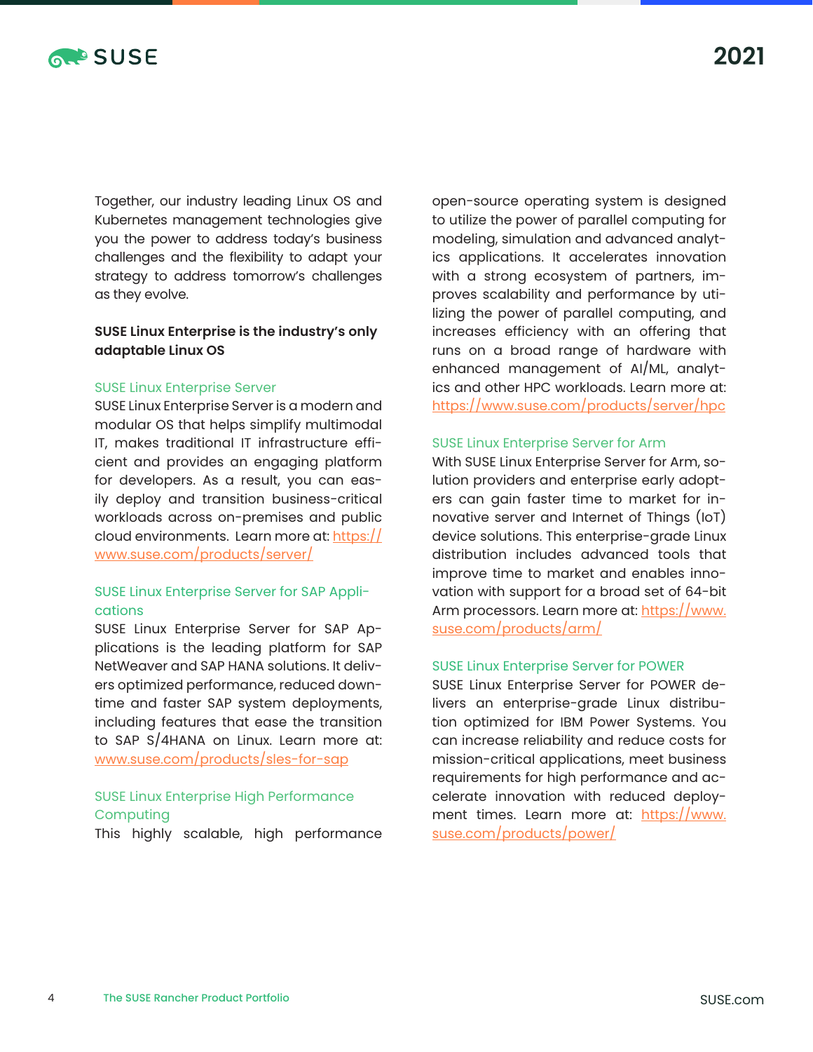Together, our industry leading Linux OS and Kubernetes management technologies give you the power to address today's business challenges and the flexibility to adapt your strategy to address tomorrow's challenges as they evolve.

**SUSE Linux Enterprise is the industry's only adaptable Linux OS**

### SUSE Linux Enterprise Server

SUSE Linux Enterprise Server is a modern and modular OS that helps simplify multimodal IT, makes traditional IT infrastructure efficient and provides an engaging platform for developers. As a result, you can easily deploy and transition business-critical workloads across on-premises and public cloud environments. Learn more at: https://www.suse.com/products/server/

### SUSE Linux Enterprise Server for SAP Applications

SUSE Linux Enterprise Server for SAP Applications is the leading platform for SAP NetWeaver and SAP HANA solutions. It delivers optimized performance, reduced downtime and faster SAP system deployments, including features that ease the transition to SAP S/4HANA on Linux. Learn more at: www.suse.com/products/sles-for-sap

### SUSE Linux Enterprise High Performance Computing

This highly scalable, high performance open-source operating system is designed to utilize the power of parallel computing for modeling, simulation and advanced analytics applications. It accelerates innovation with a strong ecosystem of partners, improves scalability and performance by utilizing the power of parallel computing, and increases efficiency with an offering that runs on a broad range of hardware with enhanced management of AI/ML, analytics and other HPC workloads. Learn more at: https://www.suse.com/products/server/hpc

### SUSE Linux Enterprise Server for Arm

With SUSE Linux Enterprise Server for Arm, solution providers and enterprise early adopters can gain faster time to market for innovative server and Internet of Things (IoT) device solutions. This enterprise-grade Linux distribution includes advanced tools that improve time to market and enables innovation with support for a broad set of 64-bit Arm processors. Learn more at: https://www.suse.com/products/arm/

### SUSE Linux Enterprise Server for POWER

SUSE Linux Enterprise Server for POWER delivers an enterprise-grade Linux distribution optimized for IBM Power Systems. You can increase reliability and reduce costs for mission-critical applications, meet business requirements for high performance and accelerate innovation with reduced deployment times. Learn more at: https://www.suse.com/products/power/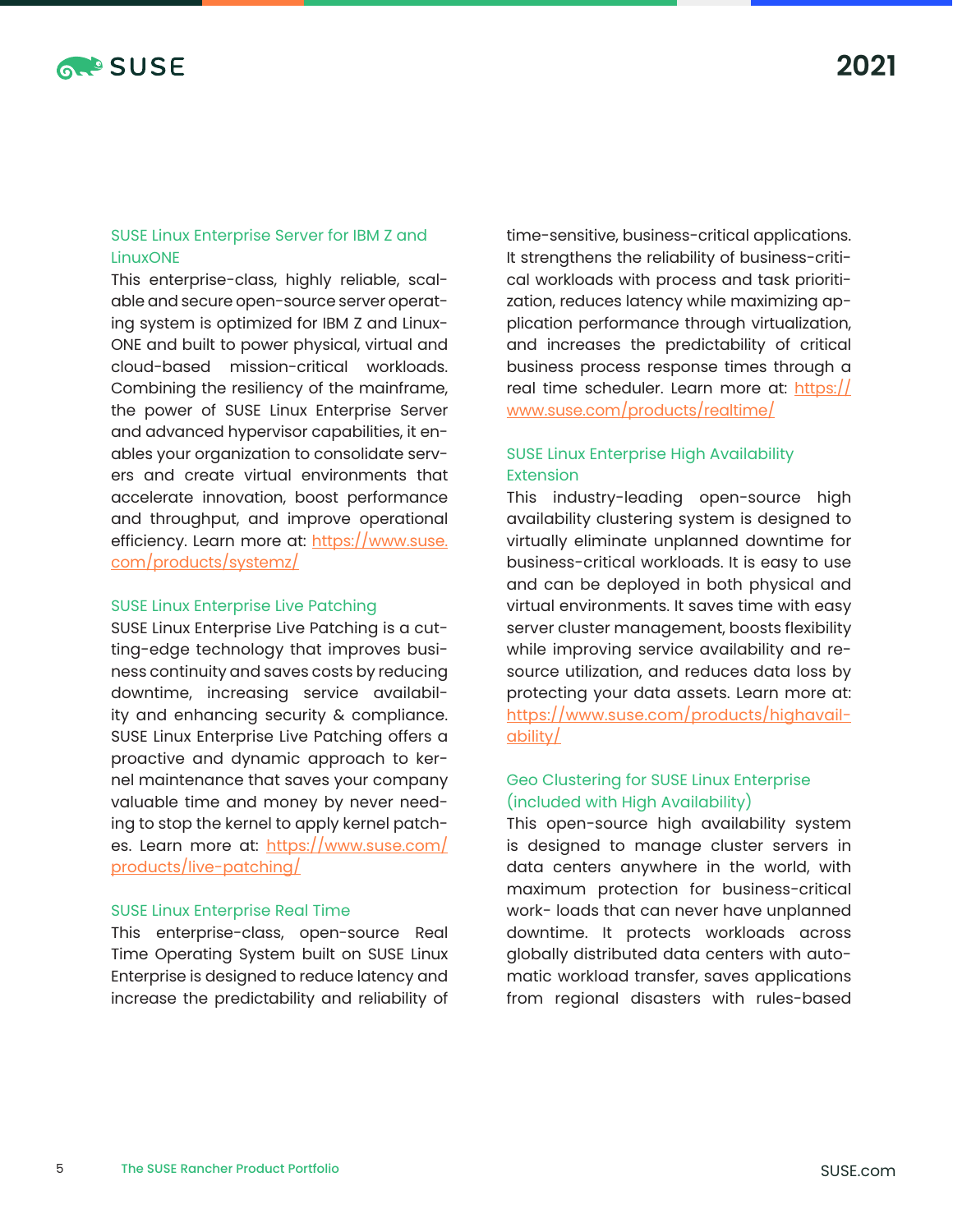### SUSE Linux Enterprise Server for IBM Z and LinuxONE

This enterprise-class, highly reliable, scalable and secure open-source server operating system is optimized for IBM Z and LinuxONE and built to power physical, virtual and cloud-based mission-critical workloads. Combining the resiliency of the mainframe, the power of SUSE Linux Enterprise Server and advanced hypervisor capabilities, it enables your organization to consolidate servers and create virtual environments that accelerate innovation, boost performance and throughput, and improve operational efficiency. Learn more at: https://www.suse.com/products/systemz/

### SUSE Linux Enterprise Live Patching

SUSE Linux Enterprise Live Patching is a cutting-edge technology that improves business continuity and saves costs by reducing downtime, increasing service availability and enhancing security & compliance. SUSE Linux Enterprise Live Patching offers a proactive and dynamic approach to kernel maintenance that saves your company valuable time and money by never needing to stop the kernel to apply kernel patches. Learn more at: https://www.suse.com/products/live-patching/

### SUSE Linux Enterprise Real Time

This enterprise-class, open-source Real Time Operating System built on SUSE Linux Enterprise is designed to reduce latency and increase the predictability and reliability of time-sensitive, business-critical applications. It strengthens the reliability of business-critical workloads with process and task prioritization, reduces latency while maximizing application performance through virtualization, and increases the predictability of critical business process response times through a real time scheduler. Learn more at: https://www.suse.com/products/realtime/

### SUSE Linux Enterprise High Availability Extension

This industry-leading open-source high availability clustering system is designed to virtually eliminate unplanned downtime for business-critical workloads. It is easy to use and can be deployed in both physical and virtual environments. It saves time with easy server cluster management, boosts flexibility while improving service availability and resource utilization, and reduces data loss by protecting your data assets. Learn more at: https://www.suse.com/products/highavailability/

### Geo Clustering for SUSE Linux Enterprise (included with High Availability)

This open-source high availability system is designed to manage cluster servers in data centers anywhere in the world, with maximum protection for business-critical work- loads that can never have unplanned downtime. It protects workloads across globally distributed data centers with automatic workload transfer, saves applications from regional disasters with rules-based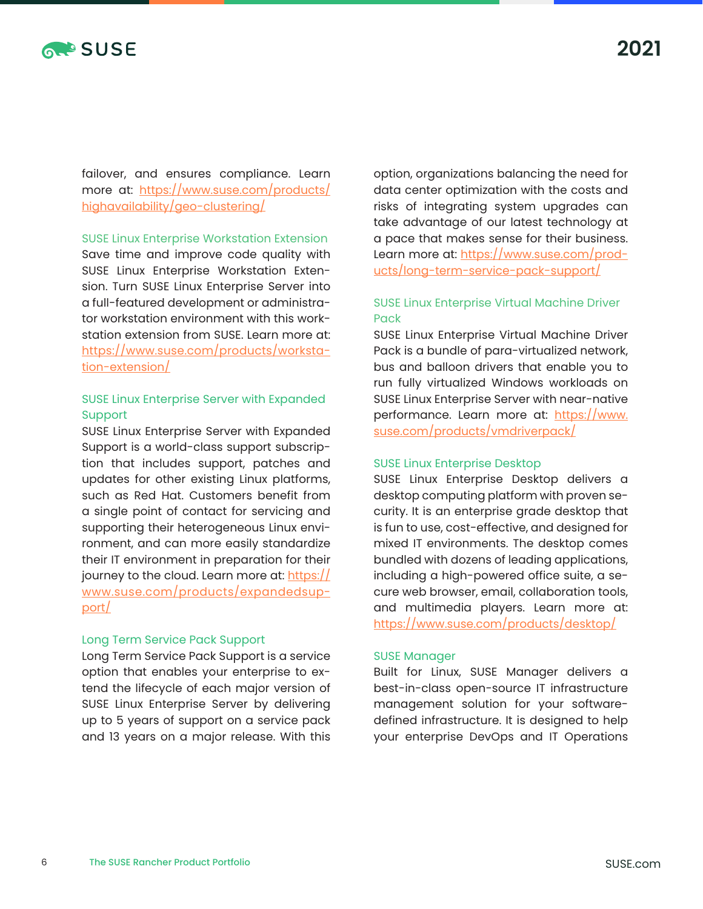failover, and ensures compliance. Learn more at: https://www.suse.com/products/highavailability/geo-clustering/

### SUSE Linux Enterprise Workstation Extension

Save time and improve code quality with SUSE Linux Enterprise Workstation Extension. Turn SUSE Linux Enterprise Server into a full-featured development or administrator workstation environment with this workstation extension from SUSE. Learn more at: https://www.suse.com/products/workstation-extension/

### SUSE Linux Enterprise Server with Expanded Support

SUSE Linux Enterprise Server with Expanded Support is a world-class support subscription that includes support, patches and updates for other existing Linux platforms, such as Red Hat. Customers benefit from a single point of contact for servicing and supporting their heterogeneous Linux environment, and can more easily standardize their IT environment in preparation for their journey to the cloud. Learn more at: https://www.suse.com/products/expandedsupport/

### Long Term Service Pack Support

Long Term Service Pack Support is a service option that enables your enterprise to extend the lifecycle of each major version of SUSE Linux Enterprise Server by delivering up to 5 years of support on a service pack and 13 years on a major release. With this option, organizations balancing the need for data center optimization with the costs and risks of integrating system upgrades can take advantage of our latest technology at a pace that makes sense for their business. Learn more at: https://www.suse.com/products/long-term-service-pack-support/

### SUSE Linux Enterprise Virtual Machine Driver Pack

SUSE Linux Enterprise Virtual Machine Driver Pack is a bundle of para-virtualized network, bus and balloon drivers that enable you to run fully virtualized Windows workloads on SUSE Linux Enterprise Server with near-native performance. Learn more at: https://www.suse.com/products/vmdriverpack/

### SUSE Linux Enterprise Desktop

SUSE Linux Enterprise Desktop delivers a desktop computing platform with proven security. It is an enterprise grade desktop that is fun to use, cost-effective, and designed for mixed IT environments. The desktop comes bundled with dozens of leading applications, including a high-powered office suite, a secure web browser, email, collaboration tools, and multimedia players. Learn more at: https://www.suse.com/products/desktop/

### SUSE Manager

Built for Linux, SUSE Manager delivers a best-in-class open-source IT infrastructure management solution for your software-defined infrastructure. It is designed to help your enterprise DevOps and IT Operations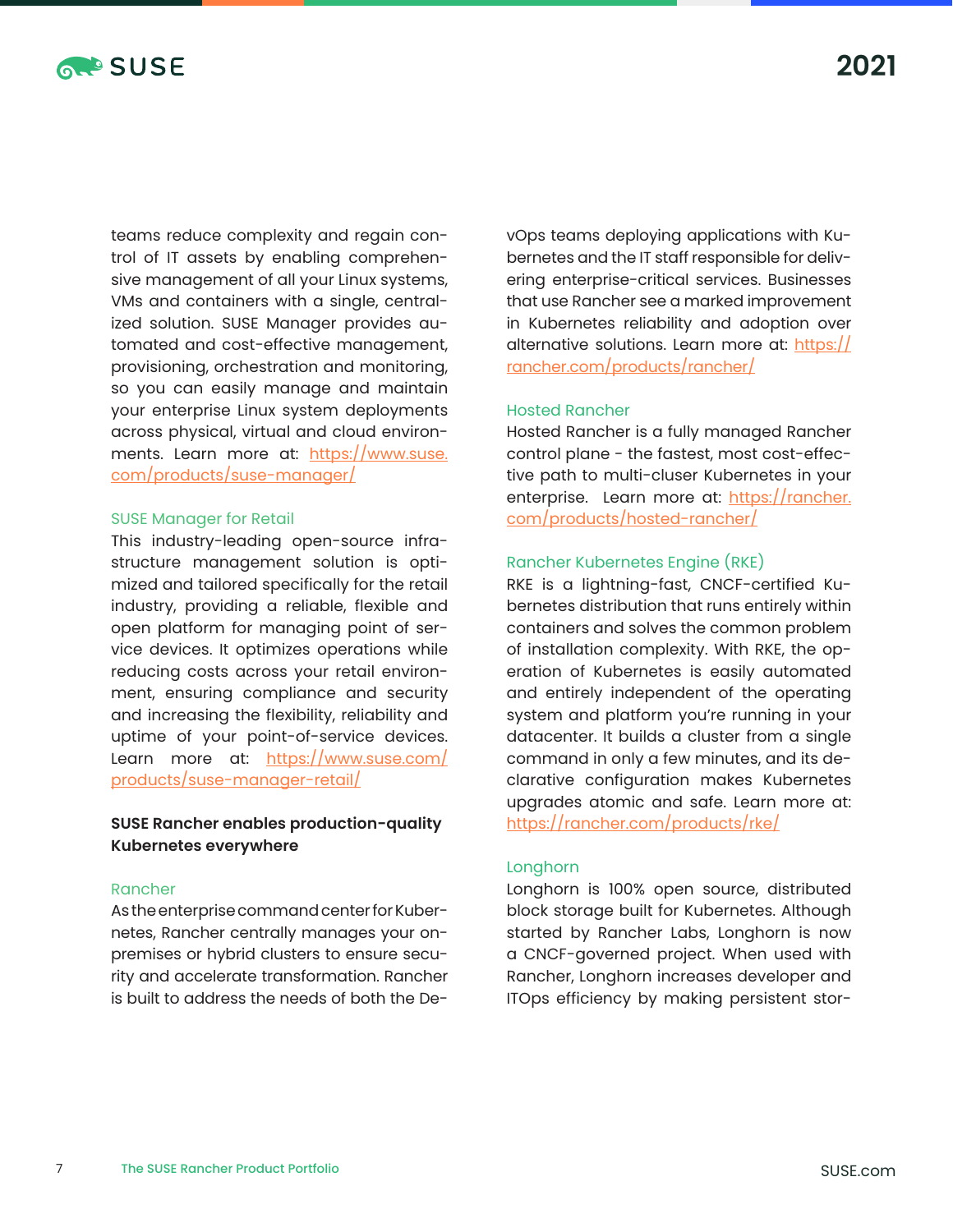teams reduce complexity and regain control of IT assets by enabling comprehensive management of all your Linux systems, VMs and containers with a single, centralized solution. SUSE Manager provides automated and cost-effective management, provisioning, orchestration and monitoring, so you can easily manage and maintain your enterprise Linux system deployments across physical, virtual and cloud environments. Learn more at: https://www.suse.com/products/suse-manager/

### SUSE Manager for Retail

This industry-leading open-source infrastructure management solution is optimized and tailored specifically for the retail industry, providing a reliable, flexible and open platform for managing point of service devices. It optimizes operations while reducing costs across your retail environment, ensuring compliance and security and increasing the flexibility, reliability and uptime of your point-of-service devices. Learn more at: https://www.suse.com/products/suse-manager-retail/

## SUSE Rancher enables production-quality Kubernetes everywhere

### Rancher

As the enterprise command center for Kubernetes, Rancher centrally manages your on-premises or hybrid clusters to ensure security and accelerate transformation. Rancher is built to address the needs of both the DevOps teams deploying applications with Kubernetes and the IT staff responsible for delivering enterprise-critical services. Businesses that use Rancher see a marked improvement in Kubernetes reliability and adoption over alternative solutions. Learn more at: https://rancher.com/products/rancher/

### Hosted Rancher

Hosted Rancher is a fully managed Rancher control plane - the fastest, most cost-effective path to multi-cluser Kubernetes in your enterprise. Learn more at: https://rancher.com/products/hosted-rancher/

### Rancher Kubernetes Engine (RKE)

RKE is a lightning-fast, CNCF-certified Kubernetes distribution that runs entirely within containers and solves the common problem of installation complexity. With RKE, the operation of Kubernetes is easily automated and entirely independent of the operating system and platform you're running in your datacenter. It builds a cluster from a single command in only a few minutes, and its declarative configuration makes Kubernetes upgrades atomic and safe. Learn more at: https://rancher.com/products/rke/

### Longhorn

Longhorn is 100% open source, distributed block storage built for Kubernetes. Although started by Rancher Labs, Longhorn is now a CNCF-governed project. When used with Rancher, Longhorn increases developer and ITOps efficiency by making persistent stor-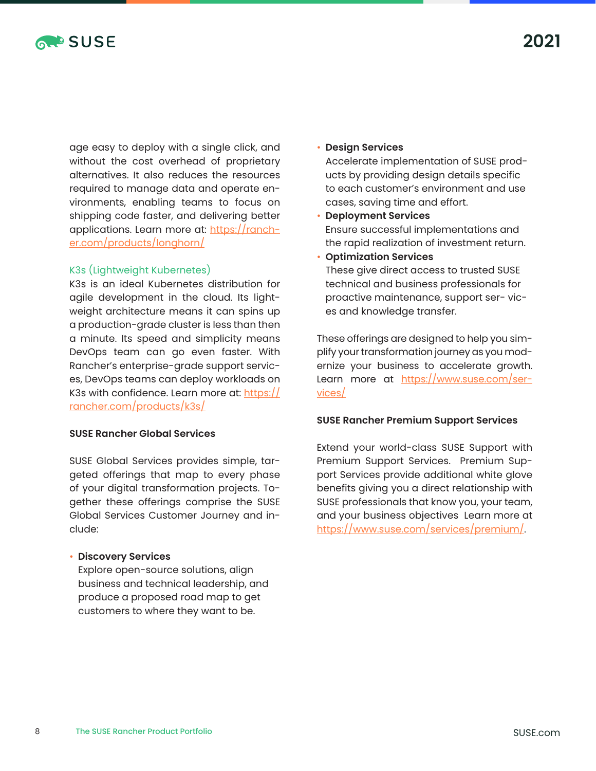age easy to deploy with a single click, and without the cost overhead of proprietary alternatives. It also reduces the resources required to manage data and operate environments, enabling teams to focus on shipping code faster, and delivering better applications. Learn more at: https://rancher.com/products/longhorn/

### K3s (Lightweight Kubernetes)

K3s is an ideal Kubernetes distribution for agile development in the cloud. Its lightweight architecture means it can spins up a production-grade cluster is less than then a minute. Its speed and simplicity means DevOps team can go even faster. With Rancher's enterprise-grade support services, DevOps teams can deploy workloads on K3s with confidence. Learn more at: https://rancher.com/products/k3s/

### SUSE Rancher Global Services

SUSE Global Services provides simple, targeted offerings that map to every phase of your digital transformation projects. Together these offerings comprise the SUSE Global Services Customer Journey and include:

- **Discovery Services**
  Explore open-source solutions, align business and technical leadership, and produce a proposed road map to get customers to where they want to be.
- **Design Services**
  Accelerate implementation of SUSE products by providing design details specific to each customer's environment and use cases, saving time and effort.
- **Deployment Services**
  Ensure successful implementations and the rapid realization of investment return.
- **Optimization Services**
  These give direct access to trusted SUSE technical and business professionals for proactive maintenance, support services and knowledge transfer.

These offerings are designed to help you simplify your transformation journey as you modernize your business to accelerate growth. Learn more at https://www.suse.com/services/

### SUSE Rancher Premium Support Services

Extend your world-class SUSE Support with Premium Support Services. Premium Support Services provide additional white glove benefits giving you a direct relationship with SUSE professionals that know you, your team, and your business objectives Learn more at https://www.suse.com/services/premium/.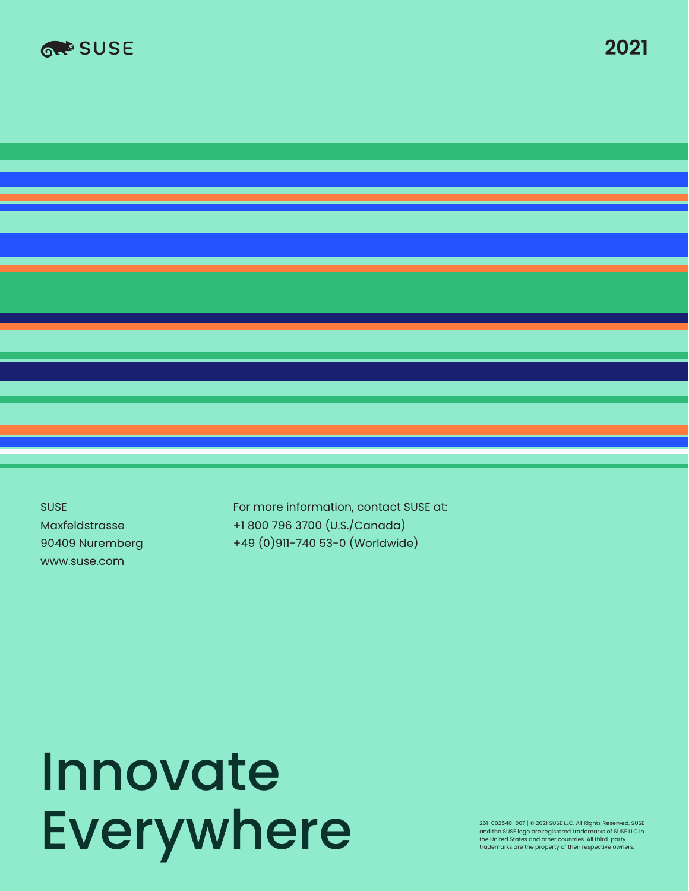SUSE

2021

SUSE
Maxfeldstrasse
90409 Nuremberg
www.suse.com

For more information, contact SUSE at:
+1 800 796 3700 (U.S./Canada)
+49 (0)911-740 53-0 (Worldwide)

# Innovate Everywhere

261-002540-007 | © 2021 SUSE LLC. All Rights Reserved. SUSE and the SUSE logo are registered trademarks of SUSE LLC in the United States and other countries. All third-party trademarks are the property of their respective owners.